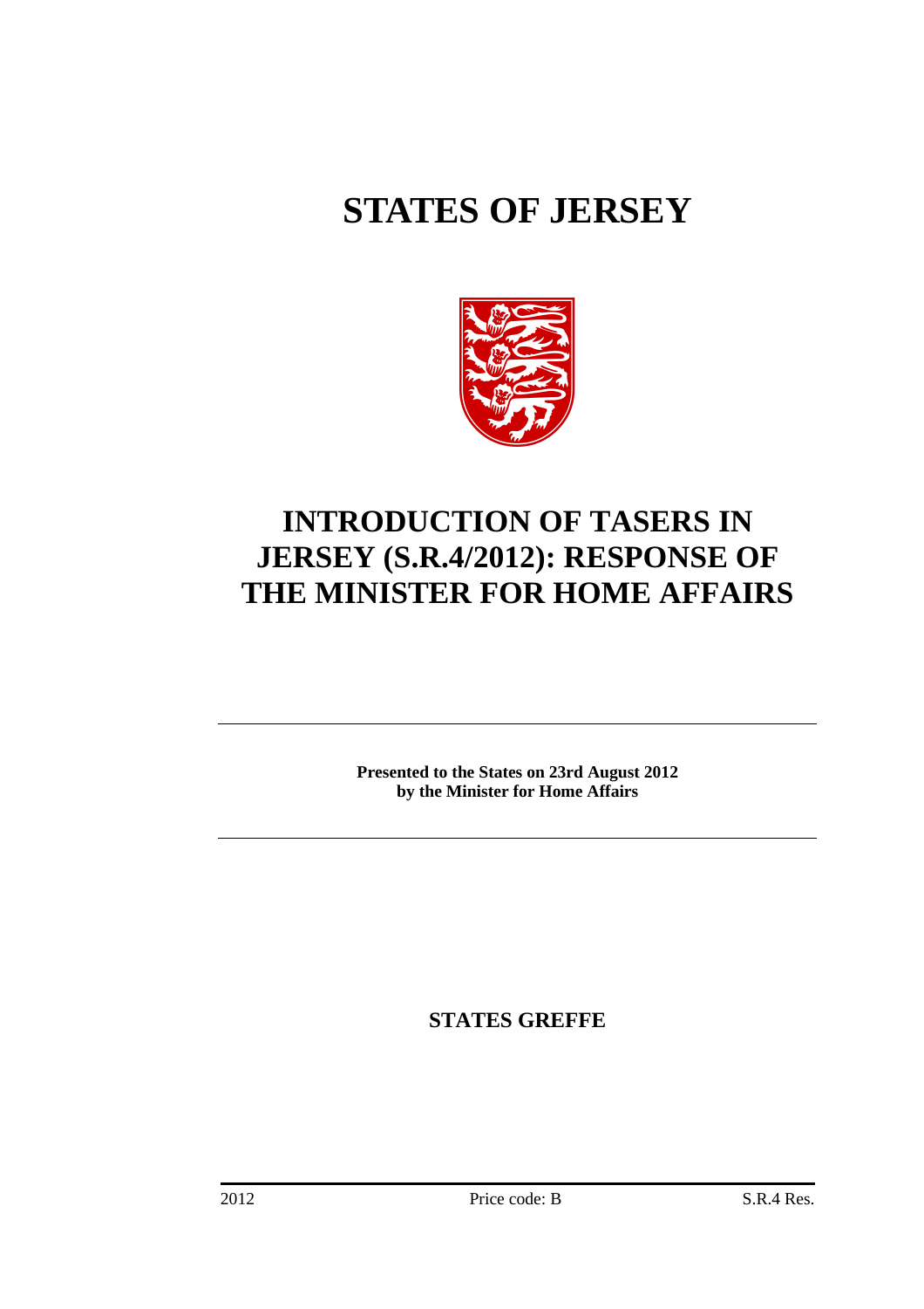# STATES OF JERSEY

# INTRODUCTION OF TASERS IN JERSEY (S.R.4/2012): RESPONSE OF THE MINISTER FOR HOME AFFAIRS

---

**Presented to the States on 23rd August 2012 by the Minister for Home Affairs**

---

**STATES GREFFE**

2012 Price code: B S.R.4 Res.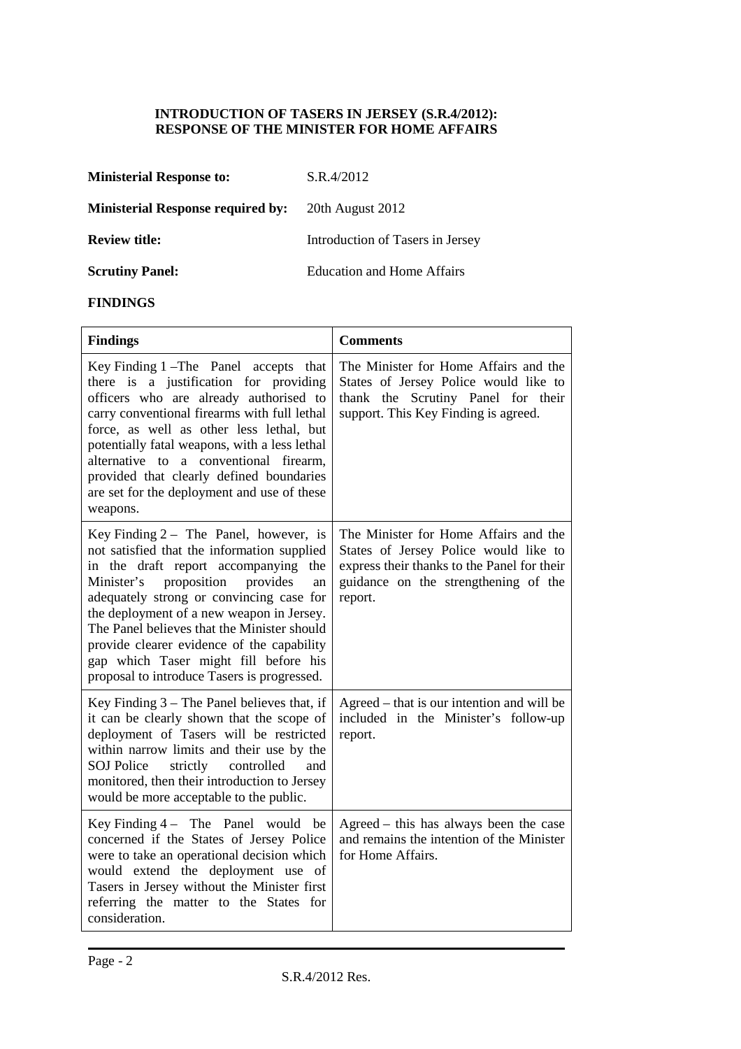**INTRODUCTION OF TASERS IN JERSEY (S.R.4/2012): RESPONSE OF THE MINISTER FOR HOME AFFAIRS**

| | |
|---|---|
| **Ministerial Response to:** | S.R.4/2012 |
| **Ministerial Response required by:** | 20th August 2012 |
| **Review title:** | Introduction of Tasers in Jersey |
| **Scrutiny Panel:** | Education and Home Affairs |

**FINDINGS**

| **Findings** | **Comments** |
|---|---|
| Key Finding 1 – The Panel accepts that there is a justification for providing officers who are already authorised to carry conventional firearms with full lethal force, as well as other less lethal, but potentially fatal weapons, with a less lethal alternative to a conventional firearm, provided that clearly defined boundaries are set for the deployment and use of these weapons. | The Minister for Home Affairs and the States of Jersey Police would like to thank the Scrutiny Panel for their support. This Key Finding is agreed. |
| Key Finding 2 – The Panel, however, is not satisfied that the information supplied in the draft report accompanying the Minister's proposition provides an adequately strong or convincing case for the deployment of a new weapon in Jersey. The Panel believes that the Minister should provide clearer evidence of the capability gap which Taser might fill before his proposal to introduce Tasers is progressed. | The Minister for Home Affairs and the States of Jersey Police would like to express their thanks to the Panel for their guidance on the strengthening of the report. |
| Key Finding 3 – The Panel believes that, if it can be clearly shown that the scope of deployment of Tasers will be restricted within narrow limits and their use by the SOJ Police strictly controlled and monitored, then their introduction to Jersey would be more acceptable to the public. | Agreed – that is our intention and will be included in the Minister's follow-up report. |
| Key Finding 4 – The Panel would be concerned if the States of Jersey Police were to take an operational decision which would extend the deployment use of Tasers in Jersey without the Minister first referring the matter to the States for consideration. | Agreed – this has always been the case and remains the intention of the Minister for Home Affairs. |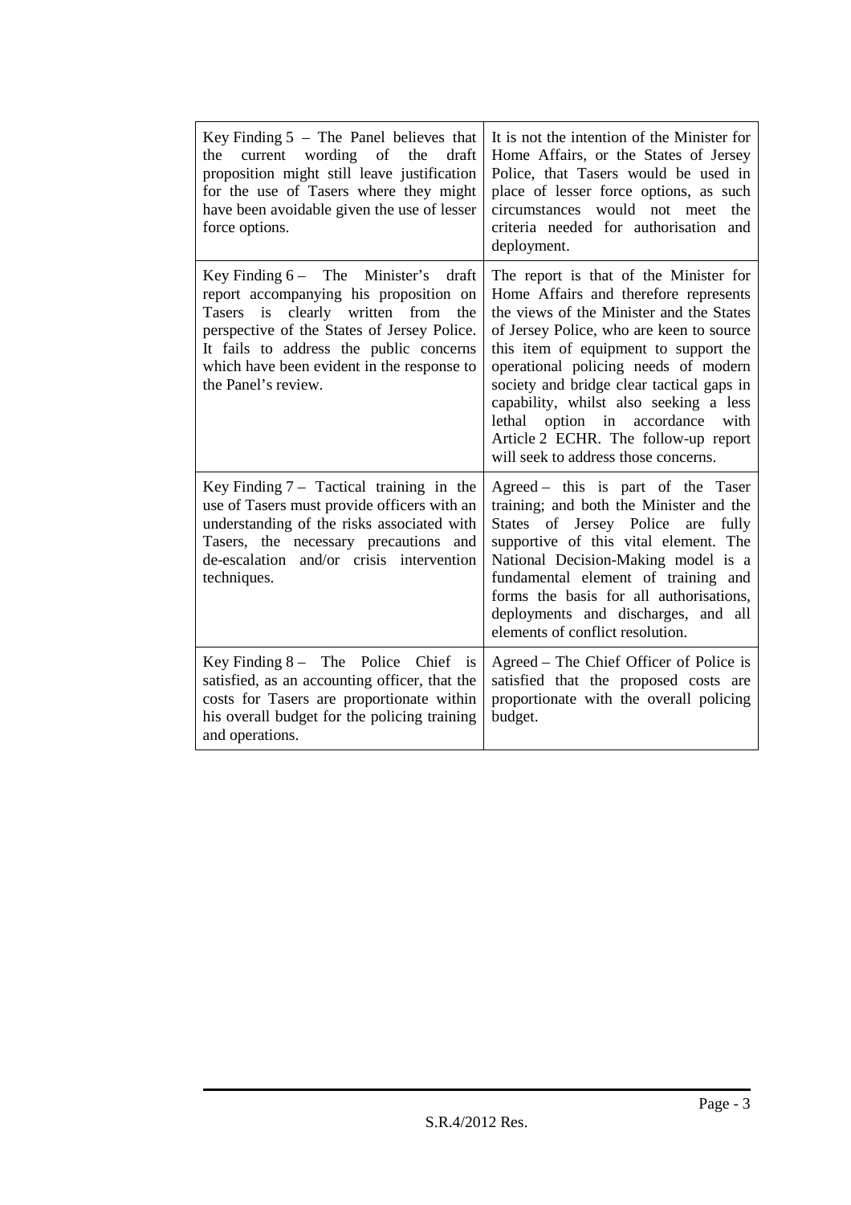| | |
|---|---|
| Key Finding 5 – The Panel believes that the current wording of the draft proposition might still leave justification for the use of Tasers where they might have been avoidable given the use of lesser force options. | It is not the intention of the Minister for Home Affairs, or the States of Jersey Police, that Tasers would be used in place of lesser force options, as such circumstances would not meet the criteria needed for authorisation and deployment. |
| Key Finding 6 – The Minister's draft report accompanying his proposition on Tasers is clearly written from the perspective of the States of Jersey Police. It fails to address the public concerns which have been evident in the response to the Panel's review. | The report is that of the Minister for Home Affairs and therefore represents the views of the Minister and the States of Jersey Police, who are keen to source this item of equipment to support the operational policing needs of modern society and bridge clear tactical gaps in capability, whilst also seeking a less lethal option in accordance with Article 2 ECHR. The follow-up report will seek to address those concerns. |
| Key Finding 7 – Tactical training in the use of Tasers must provide officers with an understanding of the risks associated with Tasers, the necessary precautions and de-escalation and/or crisis intervention techniques. | Agreed – this is part of the Taser training; and both the Minister and the States of Jersey Police are fully supportive of this vital element. The National Decision-Making model is a fundamental element of training and forms the basis for all authorisations, deployments and discharges, and all elements of conflict resolution. |
| Key Finding 8 – The Police Chief is satisfied, as an accounting officer, that the costs for Tasers are proportionate within his overall budget for the policing training and operations. | Agreed – The Chief Officer of Police is satisfied that the proposed costs are proportionate with the overall policing budget. |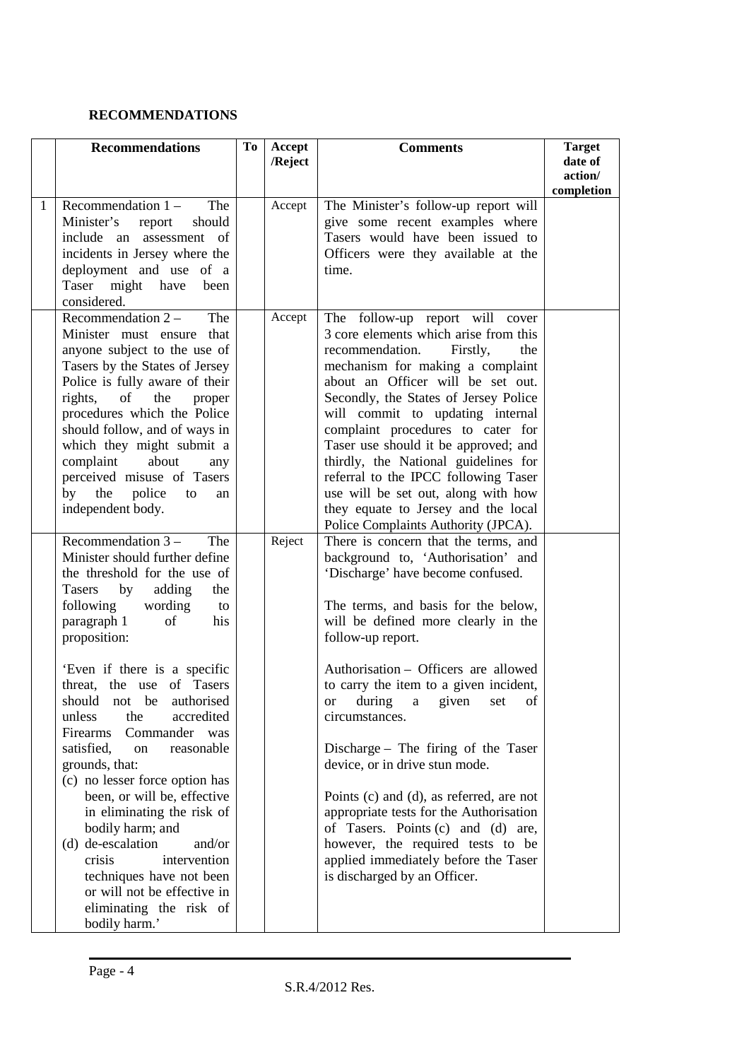## RECOMMENDATIONS

| | Recommendations | To | Accept /Reject | Comments | Target date of action/ completion |
|---|---|---|---|---|---|
| 1 | Recommendation 1 – The Minister's report should include an assessment of incidents in Jersey where the deployment and use of a Taser might have been considered. | | Accept | The Minister's follow-up report will give some recent examples where Tasers would have been issued to Officers were they available at the time. | |
| | Recommendation 2 – The Minister must ensure that anyone subject to the use of Tasers by the States of Jersey Police is fully aware of their rights, of the proper procedures which the Police should follow, and of ways in which they might submit a complaint about any perceived misuse of Tasers by the police to an independent body. | | Accept | The follow-up report will cover 3 core elements which arise from this recommendation. Firstly, the mechanism for making a complaint about an Officer will be set out. Secondly, the States of Jersey Police will commit to updating internal complaint procedures to cater for Taser use should it be approved; and thirdly, the National guidelines for referral to the IPCC following Taser use will be set out, along with how they equate to Jersey and the local Police Complaints Authority (JPCA). | |
| | Recommendation 3 – The Minister should further define the threshold for the use of Tasers by adding the following wording to paragraph 1 of his proposition:<br><br>'Even if there is a specific threat, the use of Tasers should not be authorised unless the accredited Firearms Commander was satisfied, on reasonable grounds, that:<br>(c) no lesser force option has been, or will be, effective in eliminating the risk of bodily harm; and<br>(d) de-escalation and/or crisis intervention techniques have not been or will not be effective in eliminating the risk of bodily harm.' | | Reject | There is concern that the terms, and background to, 'Authorisation' and 'Discharge' have become confused.<br><br>The terms, and basis for the below, will be defined more clearly in the follow-up report.<br><br>Authorisation – Officers are allowed to carry the item to a given incident, or during a given set of circumstances.<br><br>Discharge – The firing of the Taser device, or in drive stun mode.<br><br>Points (c) and (d), as referred, are not appropriate tests for the Authorisation of Tasers. Points (c) and (d) are, however, the required tests to be applied immediately before the Taser is discharged by an Officer. | |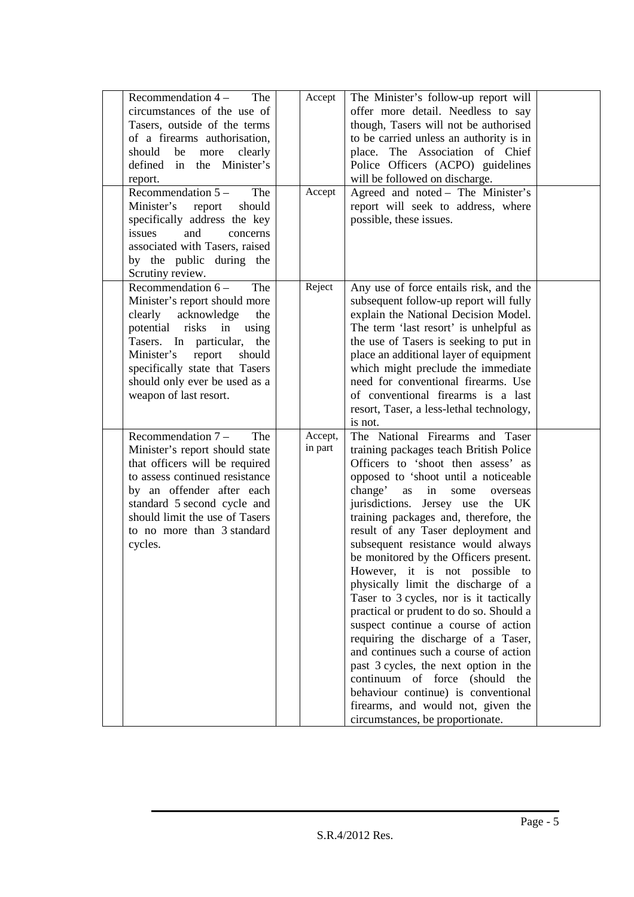| | | | | | |
|---|---|---|---|---|---|
| | Recommendation 4 – The circumstances of the use of Tasers, outside of the terms of a firearms authorisation, should be more clearly defined in the Minister's report. | | Accept | The Minister's follow-up report will offer more detail. Needless to say though, Tasers will not be authorised to be carried unless an authority is in place. The Association of Chief Police Officers (ACPO) guidelines will be followed on discharge. | |
| | Recommendation 5 – The Minister's report should specifically address the key issues and concerns associated with Tasers, raised by the public during the Scrutiny review. | | Accept | Agreed and noted – The Minister's report will seek to address, where possible, these issues. | |
| | Recommendation 6 – The Minister's report should more clearly acknowledge the potential risks in using Tasers. In particular, the Minister's report should specifically state that Tasers should only ever be used as a weapon of last resort. | | Reject | Any use of force entails risk, and the subsequent follow-up report will fully explain the National Decision Model. The term 'last resort' is unhelpful as the use of Tasers is seeking to put in place an additional layer of equipment which might preclude the immediate need for conventional firearms. Use of conventional firearms is a last resort, Taser, a less-lethal technology, is not. | |
| | Recommendation 7 – The Minister's report should state that officers will be required to assess continued resistance by an offender after each standard 5 second cycle and should limit the use of Tasers to no more than 3 standard cycles. | | Accept, in part | The National Firearms and Taser training packages teach British Police Officers to 'shoot then assess' as opposed to 'shoot until a noticeable change' as in some overseas jurisdictions. Jersey use the UK training packages and, therefore, the result of any Taser deployment and subsequent resistance would always be monitored by the Officers present. However, it is not possible to physically limit the discharge of a Taser to 3 cycles, nor is it tactically practical or prudent to do so. Should a suspect continue a course of action requiring the discharge of a Taser, and continues such a course of action past 3 cycles, the next option in the continuum of force (should the behaviour continue) is conventional firearms, and would not, given the circumstances, be proportionate. | |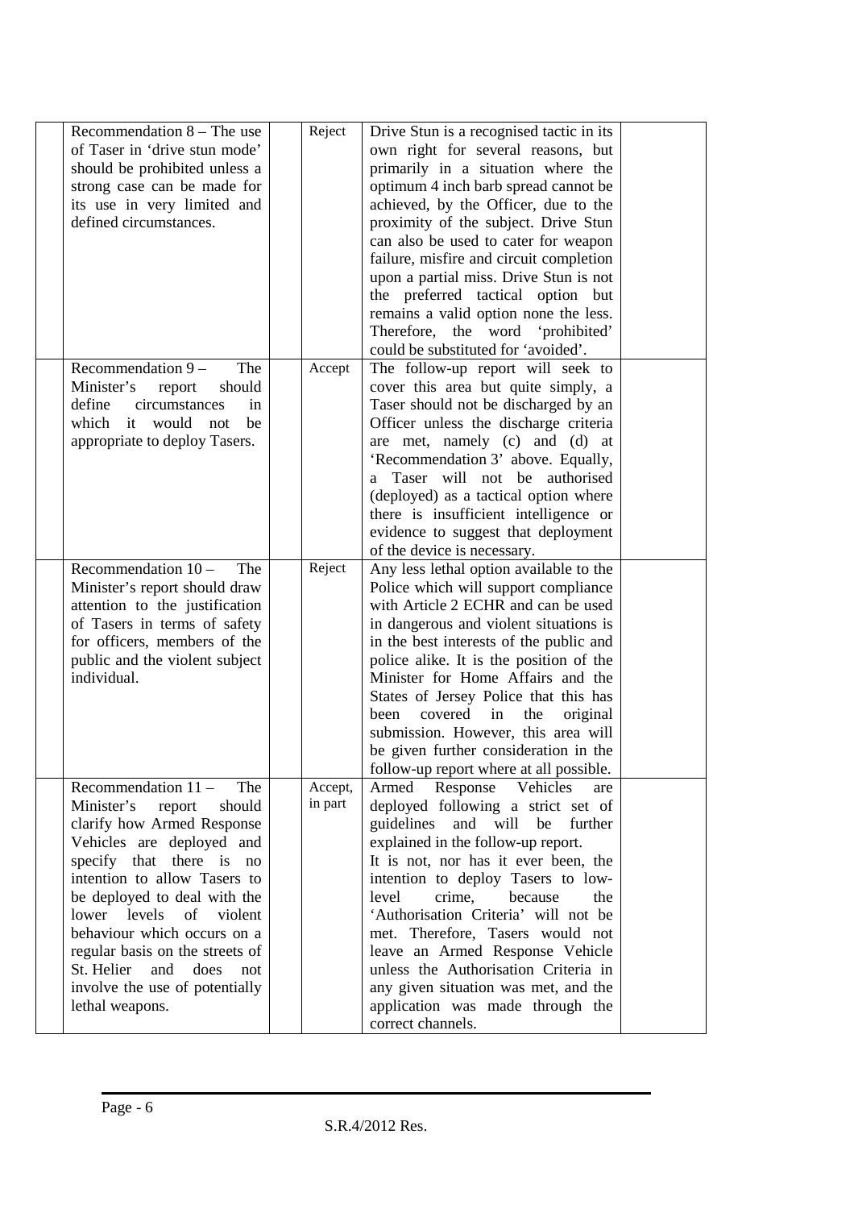| | | | | | |
|---|---|---|---|---|---|
| | Recommendation 8 – The use of Taser in 'drive stun mode' should be prohibited unless a strong case can be made for its use in very limited and defined circumstances. | | Reject | Drive Stun is a recognised tactic in its own right for several reasons, but primarily in a situation where the optimum 4 inch barb spread cannot be achieved, by the Officer, due to the proximity of the subject. Drive Stun can also be used to cater for weapon failure, misfire and circuit completion upon a partial miss. Drive Stun is not the preferred tactical option but remains a valid option none the less. Therefore, the word 'prohibited' could be substituted for 'avoided'. | |
| | Recommendation 9 – The Minister's report should define circumstances in which it would not be appropriate to deploy Tasers. | | Accept | The follow-up report will seek to cover this area but quite simply, a Taser should not be discharged by an Officer unless the discharge criteria are met, namely (c) and (d) at 'Recommendation 3' above. Equally, a Taser will not be authorised (deployed) as a tactical option where there is insufficient intelligence or evidence to suggest that deployment of the device is necessary. | |
| | Recommendation 10 – The Minister's report should draw attention to the justification of Tasers in terms of safety for officers, members of the public and the violent subject individual. | | Reject | Any less lethal option available to the Police which will support compliance with Article 2 ECHR and can be used in dangerous and violent situations is in the best interests of the public and police alike. It is the position of the Minister for Home Affairs and the States of Jersey Police that this has been covered in the original submission. However, this area will be given further consideration in the follow-up report where at all possible. | |
| | Recommendation 11 – The Minister's report should clarify how Armed Response Vehicles are deployed and specify that there is no intention to allow Tasers to be deployed to deal with the lower levels of violent behaviour which occurs on a regular basis on the streets of St. Helier and does not involve the use of potentially lethal weapons. | | Accept, in part | Armed Response Vehicles are deployed following a strict set of guidelines and will be further explained in the follow-up report.<br>It is not, nor has it ever been, the intention to deploy Tasers to low-level crime, because the 'Authorisation Criteria' will not be met. Therefore, Tasers would not leave an Armed Response Vehicle unless the Authorisation Criteria in any given situation was met, and the application was made through the correct channels. | |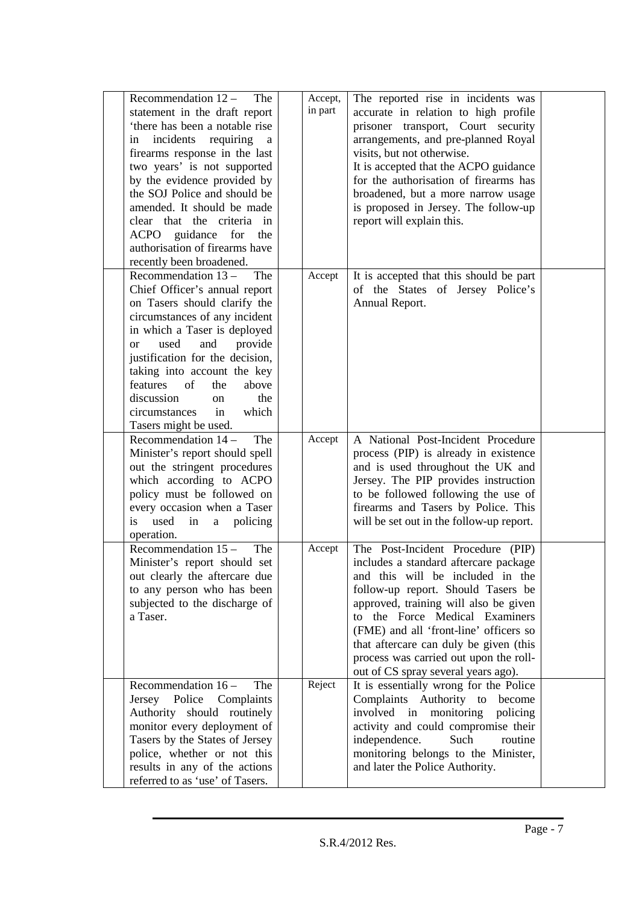| | | | | |
|---|---|---|---|---|
| | Recommendation 12 – The statement in the draft report 'there has been a notable rise in incidents requiring a firearms response in the last two years' is not supported by the evidence provided by the SOJ Police and should be amended. It should be made clear that the criteria in ACPO guidance for the authorisation of firearms have recently been broadened. | Accept, in part | The reported rise in incidents was accurate in relation to high profile prisoner transport, Court security arrangements, and pre-planned Royal visits, but not otherwise.<br>It is accepted that the ACPO guidance for the authorisation of firearms has broadened, but a more narrow usage is proposed in Jersey. The follow-up report will explain this. | |
| | Recommendation 13 – The Chief Officer's annual report on Tasers should clarify the circumstances of any incident in which a Taser is deployed or used and provide justification for the decision, taking into account the key features of the above discussion on the circumstances in which Tasers might be used. | Accept | It is accepted that this should be part of the States of Jersey Police's Annual Report. | |
| | Recommendation 14 – The Minister's report should spell out the stringent procedures which according to ACPO policy must be followed on every occasion when a Taser is used in a policing operation. | Accept | A National Post-Incident Procedure process (PIP) is already in existence and is used throughout the UK and Jersey. The PIP provides instruction to be followed following the use of firearms and Tasers by Police. This will be set out in the follow-up report. | |
| | Recommendation 15 – The Minister's report should set out clearly the aftercare due to any person who has been subjected to the discharge of a Taser. | Accept | The Post-Incident Procedure (PIP) includes a standard aftercare package and this will be included in the follow-up report. Should Tasers be approved, training will also be given to the Force Medical Examiners (FME) and all 'front-line' officers so that aftercare can duly be given (this process was carried out upon the roll-out of CS spray several years ago). | |
| | Recommendation 16 – The Jersey Police Complaints Authority should routinely monitor every deployment of Tasers by the States of Jersey police, whether or not this results in any of the actions referred to as 'use' of Tasers. | Reject | It is essentially wrong for the Police Complaints Authority to become involved in monitoring policing activity and could compromise their independence. Such routine monitoring belongs to the Minister, and later the Police Authority. | |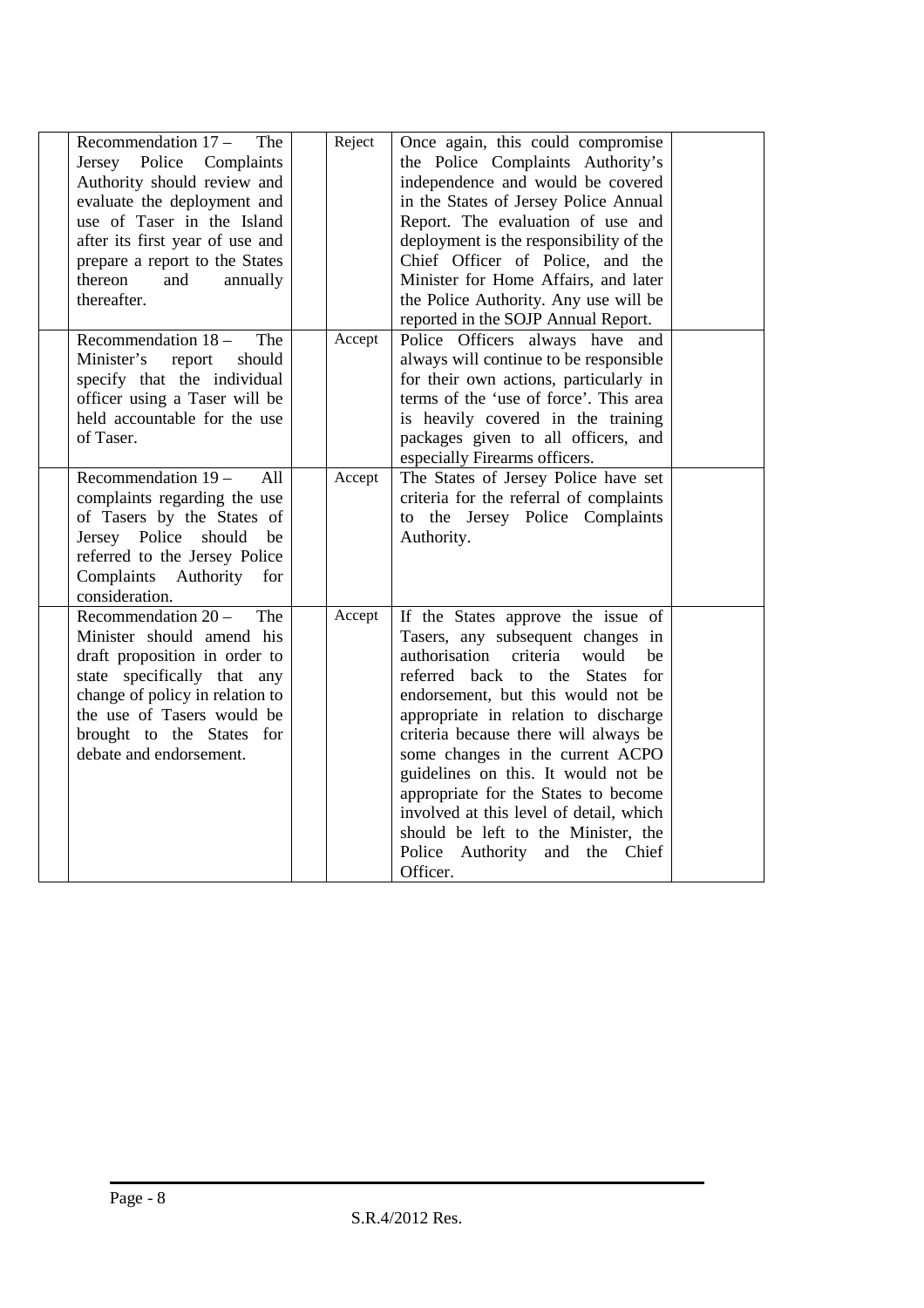| | | | | | |
|---|---|---|---|---|---|
| | Recommendation 17 – The Jersey Police Complaints Authority should review and evaluate the deployment and use of Taser in the Island after its first year of use and prepare a report to the States thereon and annually thereafter. | | Reject | Once again, this could compromise the Police Complaints Authority's independence and would be covered in the States of Jersey Police Annual Report. The evaluation of use and deployment is the responsibility of the Chief Officer of Police, and the Minister for Home Affairs, and later the Police Authority. Any use will be reported in the SOJP Annual Report. | |
| | Recommendation 18 – The Minister's report should specify that the individual officer using a Taser will be held accountable for the use of Taser. | | Accept | Police Officers always have and always will continue to be responsible for their own actions, particularly in terms of the 'use of force'. This area is heavily covered in the training packages given to all officers, and especially Firearms officers. | |
| | Recommendation 19 – All complaints regarding the use of Tasers by the States of Jersey Police should be referred to the Jersey Police Complaints Authority for consideration. | | Accept | The States of Jersey Police have set criteria for the referral of complaints to the Jersey Police Complaints Authority. | |
| | Recommendation 20 – The Minister should amend his draft proposition in order to state specifically that any change of policy in relation to the use of Tasers would be brought to the States for debate and endorsement. | | Accept | If the States approve the issue of Tasers, any subsequent changes in authorisation criteria would be referred back to the States for endorsement, but this would not be appropriate in relation to discharge criteria because there will always be some changes in the current ACPO guidelines on this. It would not be appropriate for the States to become involved at this level of detail, which should be left to the Minister, the Police Authority and the Chief Officer. | |